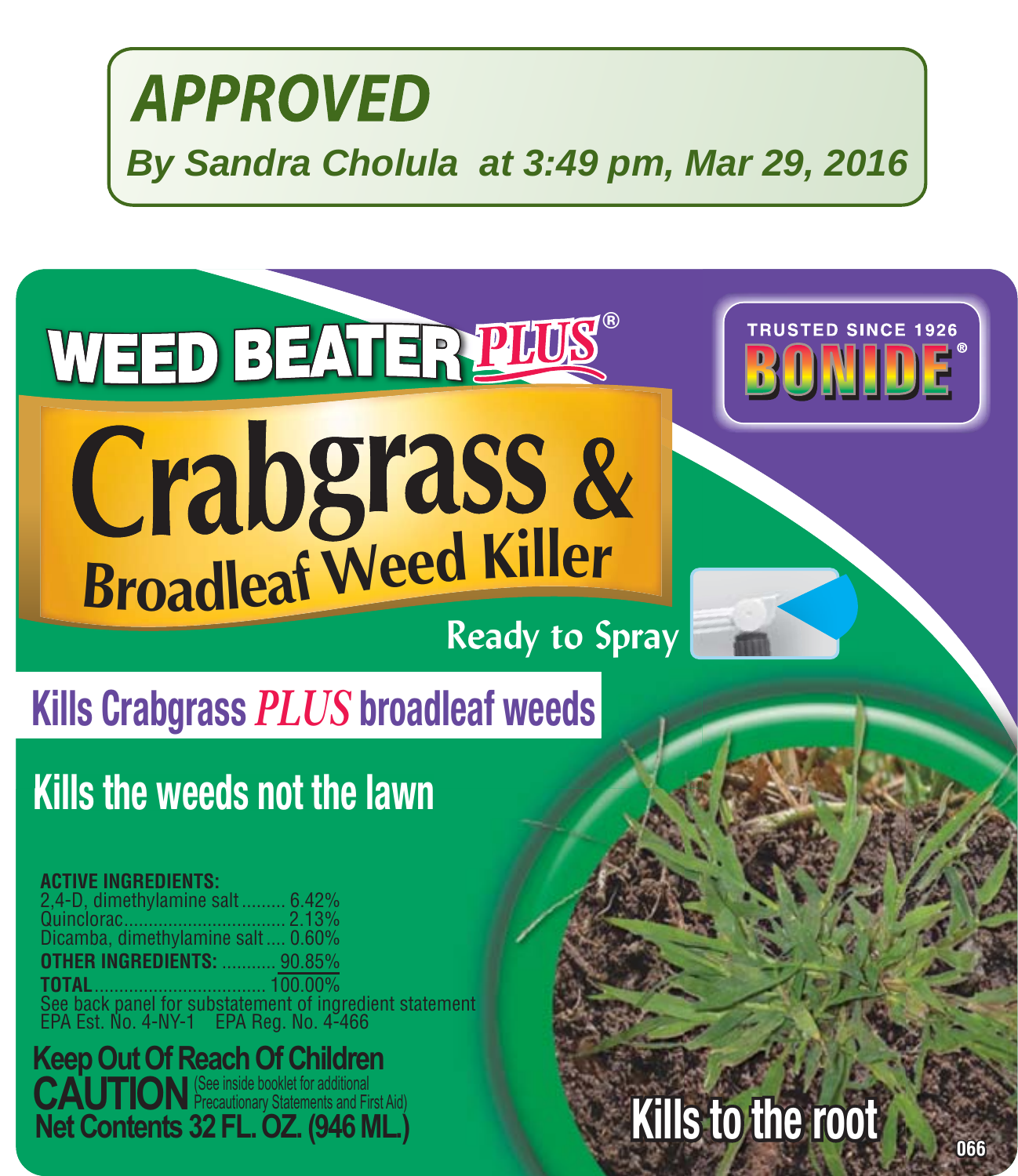**APPROVED**

*By Sandra Cholula at 3:49 pm, Mar 29, 2016*

# WEED BEATER *PLUS*®

**TRUSTED SINCE 1926**
**BONIDE**®

# Crabgrass & Broadleaf Weed Killer

**Ready to Spray**

## Kills Crabgrass *PLUS* broadleaf weeds

## Kills the weeds not the lawn

**ACTIVE INGREDIENTS:**
2,4-D, dimethylamine salt ......... 6.42%
Quinclorac................................. 2.13%
Dicamba, dimethylamine salt .... 0.60%
**OTHER INGREDIENTS:** ........... 90.85%
**TOTAL**.................................. 100.00%
See back panel for substatement of ingredient statement
EPA Est. No. 4-NY-1    EPA Reg. No. 4-466

**Keep Out Of Reach Of Children**
**CAUTION** (See inside booklet for additional Precautionary Statements and First Aid)
**Net Contents 32 FL. OZ. (946 ML.)**

**Kills to the root**

066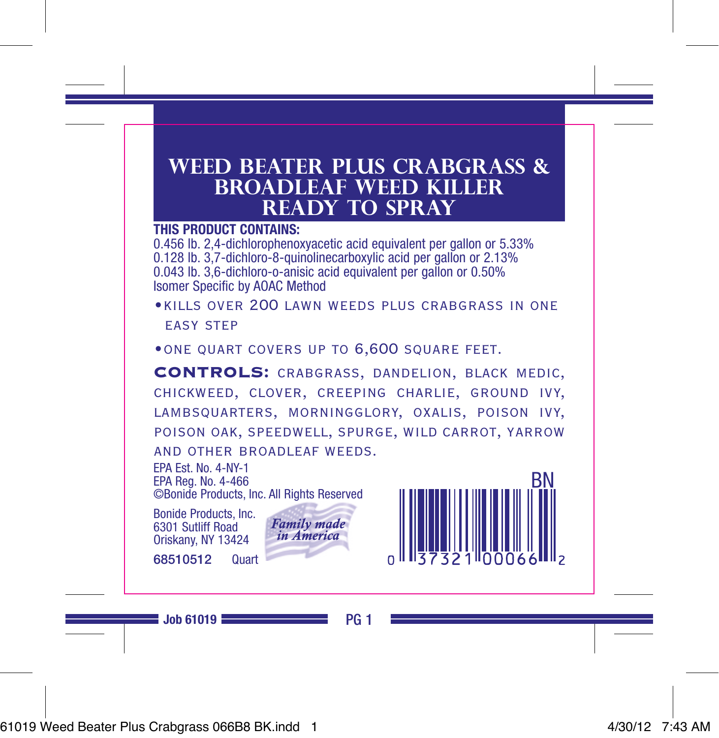# WEED BEATER PLUS CRABGRASS & BROADLEAF WEED KILLER READY TO SPRAY

**THIS PRODUCT CONTAINS:**

0.456 lb. 2,4-dichlorophenoxyacetic acid equivalent per gallon or 5.33%
0.128 lb. 3,7-dichloro-8-quinolinecarboxylic acid per gallon or 2.13%
0.043 lb. 3,6-dichloro-o-anisic acid equivalent per gallon or 0.50%
Isomer Specific by AOAC Method

- KILLS OVER 200 LAWN WEEDS PLUS CRABGRASS IN ONE EASY STEP
- ONE QUART COVERS UP TO 6,600 SQUARE FEET.

**CONTROLS:** CRABGRASS, DANDELION, BLACK MEDIC, CHICKWEED, CLOVER, CREEPING CHARLIE, GROUND IVY, LAMBSQUARTERS, MORNINGGLORY, OXALIS, POISON IVY, POISON OAK, SPEEDWELL, SPURGE, WILD CARROT, YARROW AND OTHER BROADLEAF WEEDS.

EPA Est. No. 4-NY-1
EPA Reg. No. 4-466
©Bonide Products, Inc. All Rights Reserved

Bonide Products, Inc.
6301 Sutliff Road
Oriskany, NY 13424

*Family made in America*

**68510512** Quart

BN

0 37321 00066 2

**Job 61019** **PG 1**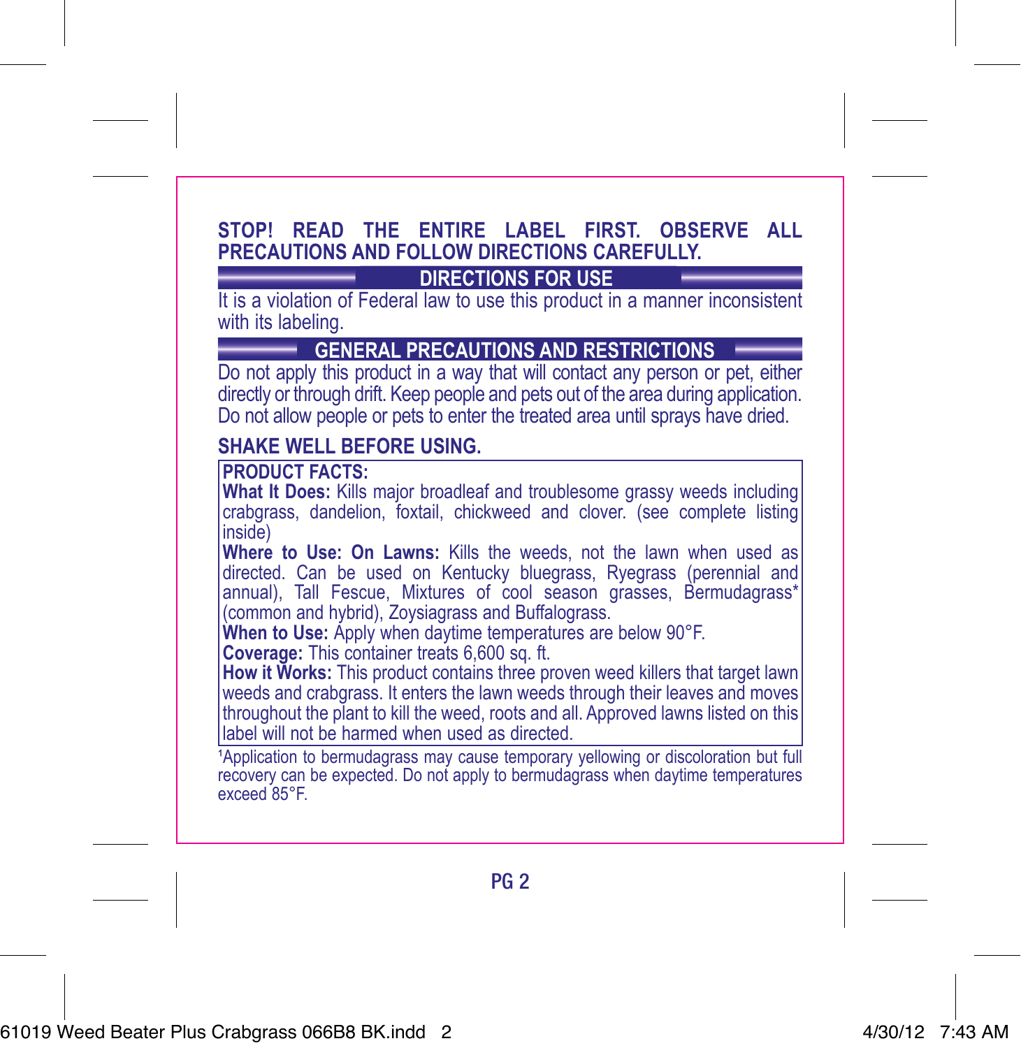**STOP! READ THE ENTIRE LABEL FIRST. OBSERVE ALL PRECAUTIONS AND FOLLOW DIRECTIONS CAREFULLY.**

## DIRECTIONS FOR USE

It is a violation of Federal law to use this product in a manner inconsistent with its labeling.

## GENERAL PRECAUTIONS AND RESTRICTIONS

Do not apply this product in a way that will contact any person or pet, either directly or through drift. Keep people and pets out of the area during application. Do not allow people or pets to enter the treated area until sprays have dried.

**SHAKE WELL BEFORE USING.**

**PRODUCT FACTS:**

**What It Does:** Kills major broadleaf and troublesome grassy weeds including crabgrass, dandelion, foxtail, chickweed and clover. (see complete listing inside)

**Where to Use: On Lawns:** Kills the weeds, not the lawn when used as directed. Can be used on Kentucky bluegrass, Ryegrass (perennial and annual), Tall Fescue, Mixtures of cool season grasses, Bermudagrass* (common and hybrid), Zoysiagrass and Buffalograss.

**When to Use:** Apply when daytime temperatures are below 90°F.

**Coverage:** This container treats 6,600 sq. ft.

**How it Works:** This product contains three proven weed killers that target lawn weeds and crabgrass. It enters the lawn weeds through their leaves and moves throughout the plant to kill the weed, roots and all. Approved lawns listed on this label will not be harmed when used as directed.

[1]Application to bermudagrass may cause temporary yellowing or discoloration but full recovery can be expected. Do not apply to bermudagrass when daytime temperatures exceed 85°F.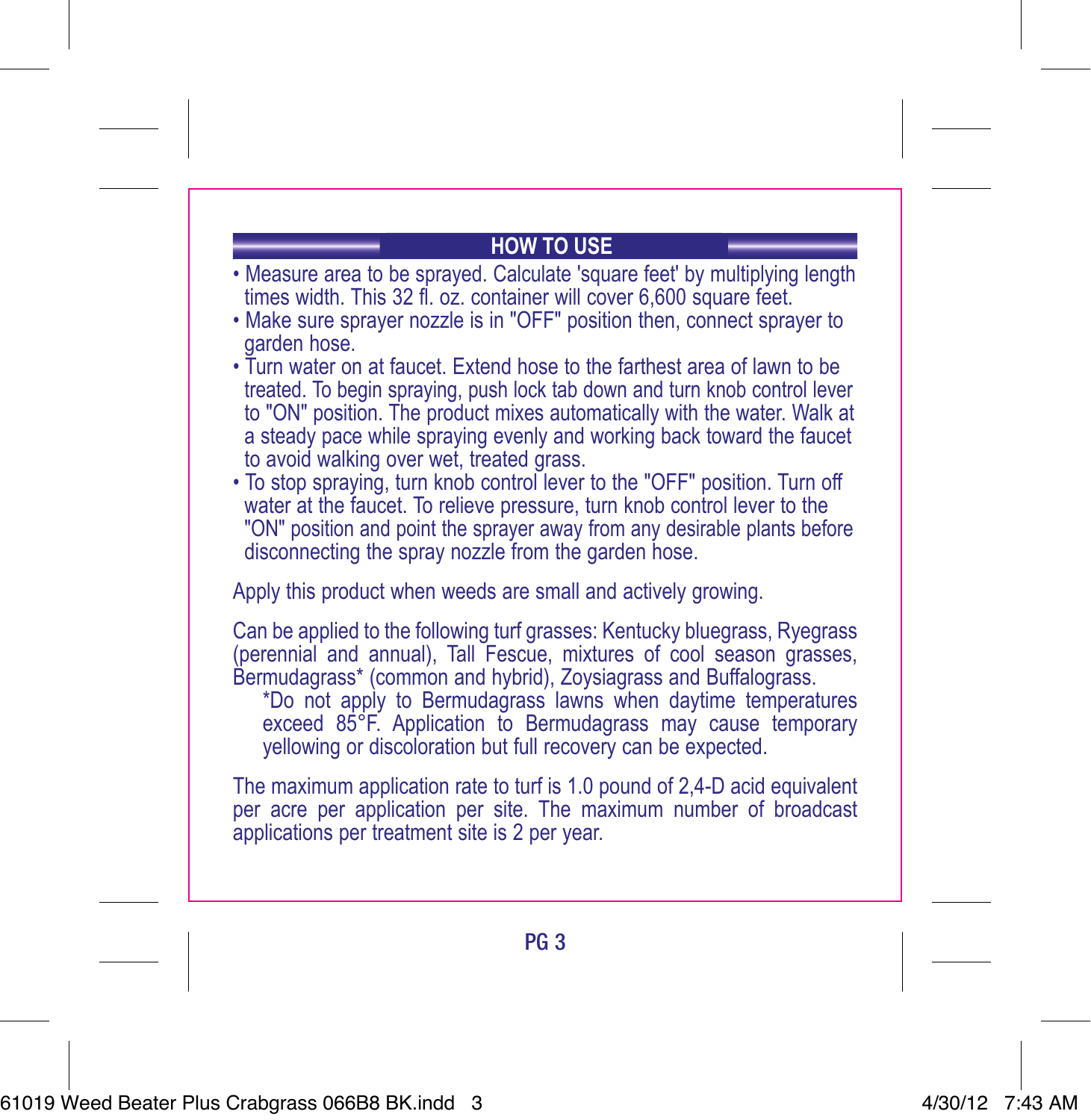## HOW TO USE

- Measure area to be sprayed. Calculate 'square feet' by multiplying length times width. This 32 fl. oz. container will cover 6,600 square feet.
- Make sure sprayer nozzle is in "OFF" position then, connect sprayer to garden hose.
- Turn water on at faucet. Extend hose to the farthest area of lawn to be treated. To begin spraying, push lock tab down and turn knob control lever to "ON" position. The product mixes automatically with the water. Walk at a steady pace while spraying evenly and working back toward the faucet to avoid walking over wet, treated grass.
- To stop spraying, turn knob control lever to the "OFF" position. Turn off water at the faucet. To relieve pressure, turn knob control lever to the "ON" position and point the sprayer away from any desirable plants before disconnecting the spray nozzle from the garden hose.

Apply this product when weeds are small and actively growing.

Can be applied to the following turf grasses: Kentucky bluegrass, Ryegrass (perennial and annual), Tall Fescue, mixtures of cool season grasses, Bermudagrass* (common and hybrid), Zoysiagrass and Buffalograss.

*Do not apply to Bermudagrass lawns when daytime temperatures exceed 85°F. Application to Bermudagrass may cause temporary yellowing or discoloration but full recovery can be expected.

The maximum application rate to turf is 1.0 pound of 2,4-D acid equivalent per acre per application per site. The maximum number of broadcast applications per treatment site is 2 per year.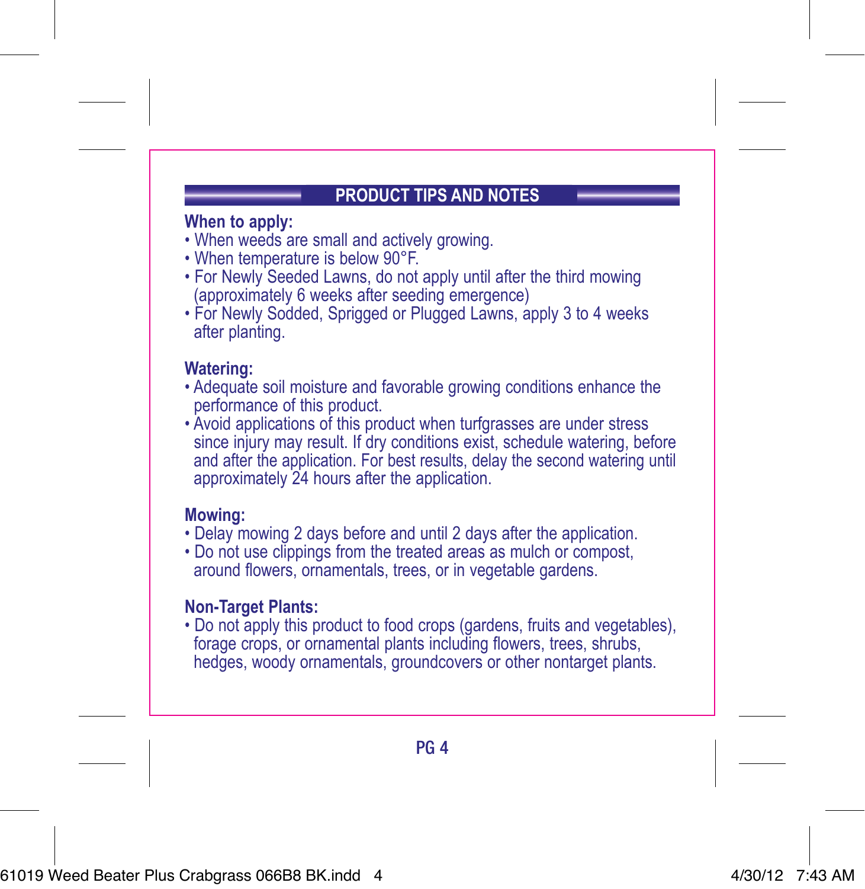## PRODUCT TIPS AND NOTES

**When to apply:**

- When weeds are small and actively growing.
- When temperature is below 90°F.
- For Newly Seeded Lawns, do not apply until after the third mowing (approximately 6 weeks after seeding emergence)
- For Newly Sodded, Sprigged or Plugged Lawns, apply 3 to 4 weeks after planting.

**Watering:**

- Adequate soil moisture and favorable growing conditions enhance the performance of this product.
- Avoid applications of this product when turfgrasses are under stress since injury may result. If dry conditions exist, schedule watering, before and after the application. For best results, delay the second watering until approximately 24 hours after the application.

**Mowing:**

- Delay mowing 2 days before and until 2 days after the application.
- Do not use clippings from the treated areas as mulch or compost, around flowers, ornamentals, trees, or in vegetable gardens.

**Non-Target Plants:**

- Do not apply this product to food crops (gardens, fruits and vegetables), forage crops, or ornamental plants including flowers, trees, shrubs, hedges, woody ornamentals, groundcovers or other nontarget plants.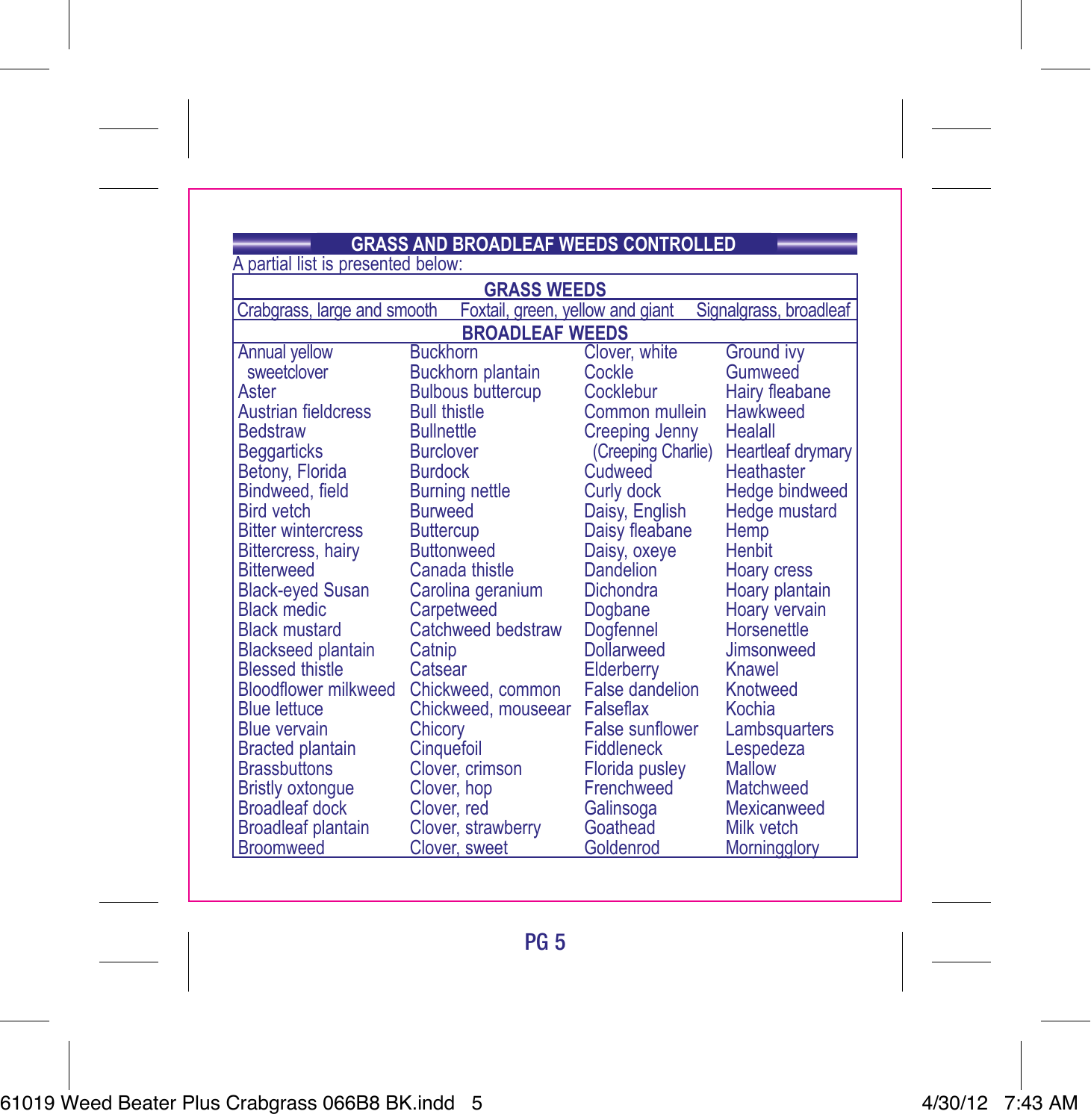## GRASS AND BROADLEAF WEEDS CONTROLLED

A partial list is presented below:

| GRASS WEEDS | | |
|---|---|---|
| Crabgrass, large and smooth | Foxtail, green, yellow and giant | Signalgrass, broadleaf |

| BROADLEAF WEEDS | | | |
|---|---|---|---|
| Annual yellow sweetclover | Buckhorn | Clover, white | Ground ivy |
| Aster | Buckhorn plantain | Cockle | Gumweed |
| Austrian fieldcress | Bulbous buttercup | Cocklebur | Hairy fleabane |
| Bedstraw | Bull thistle | Common mullein | Hawkweed |
| Beggarticks | Bullnettle | Creeping Jenny (Creeping Charlie) | Healall |
| Betony, Florida | Burclover | Cudweed | Heartleaf drymary |
| Bindweed, field | Burdock | Curly dock | Heathaster |
| Bird vetch | Burning nettle | Daisy, English | Hedge bindweed |
| Bitter wintercress | Burweed | Daisy fleabane | Hedge mustard |
| Bittercress, hairy | Buttercup | Daisy, oxeye | Hemp |
| Bitterweed | Buttonweed | Dandelion | Henbit |
| Black-eyed Susan | Canada thistle | Dichondra | Hoary cress |
| Black medic | Carolina geranium | Dogbane | Hoary plantain |
| Black mustard | Carpetweed | Dogfennel | Hoary vervain |
| Blackseed plantain | Catchweed bedstraw | Dollarweed | Horsenettle |
| Blessed thistle | Catnip | Elderberry | Jimsonweed |
| Bloodflower milkweed | Catsear | False dandelion | Knawel |
| Blue lettuce | Chickweed, common | Falseflax | Knotweed |
| Blue vervain | Chickweed, mouseear | False sunflower | Kochia |
| Bracted plantain | Chicory | Fiddleneck | Lambsquarters |
| Brassbuttons | Cinquefoil | Florida pusley | Lespedeza |
| Bristly oxtongue | Clover, crimson | Frenchweed | Mallow |
| Broadleaf dock | Clover, hop | Galinsoga | Matchweed |
| Broadleaf plantain | Clover, red | Goathead | Mexicanweed |
| Broomweed | Clover, strawberry | Goldenrod | Milk vetch |
| | Clover, sweet | | Morningglory |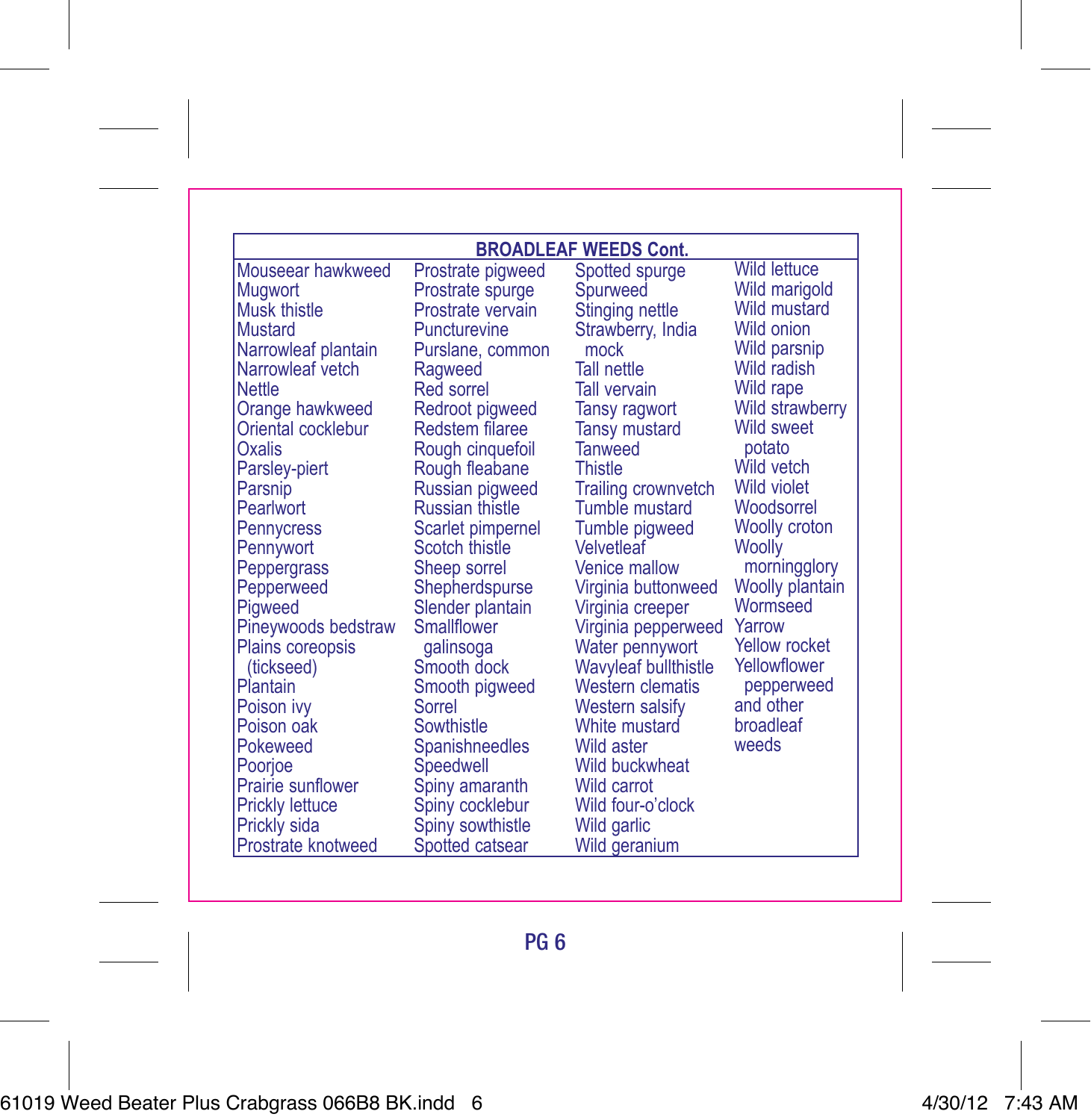| BROADLEAF WEEDS Cont. | | | |
|---|---|---|---|
| Mouseear hawkweed | Prostrate pigweed | Spotted spurge | Wild lettuce |
| Mugwort | Prostrate spurge | Spurweed | Wild marigold |
| Musk thistle | Prostrate vervain | Stinging nettle | Wild mustard |
| Mustard | Puncturevine | Strawberry, India mock | Wild onion |
| Narrowleaf plantain | Purslane, common | Tall nettle | Wild parsnip |
| Narrowleaf vetch | Ragweed | Tall vervain | Wild radish |
| Nettle | Red sorrel | Tansy ragwort | Wild rape |
| Orange hawkweed | Redroot pigweed | Tansy mustard | Wild strawberry |
| Oriental cocklebur | Redstem filaree | Tanweed | Wild sweet potato |
| Oxalis | Rough cinquefoil | Thistle | Wild vetch |
| Parsley-piert | Rough fleabane | Trailing crownvetch | Wild violet |
| Parsnip | Russian pigweed | Tumble mustard | Woodsorrel |
| Pearlwort | Russian thistle | Tumble pigweed | Woolly croton |
| Pennycress | Scarlet pimpernel | Velvetleaf | Woolly morningglory |
| Pennywort | Scotch thistle | Venice mallow | Woolly plantain |
| Peppergrass | Sheep sorrel | Virginia buttonweed | Wormseed |
| Pepperweed | Shepherdspurse | Virginia creeper | Yarrow |
| Pigweed | Slender plantain | Virginia pepperweed | Yellow rocket |
| Pineywoods bedstraw | Smallflower galinsoga | Water pennywort | Yellowflower pepperweed |
| Plains coreopsis (tickseed) | Smooth dock | Wavyleaf bullthistle | and other broadleaf weeds |
| Plantain | Smooth pigweed | Western clematis | |
| Poison ivy | Sorrel | Western salsify | |
| Poison oak | Sowthistle | White mustard | |
| Pokeweed | Spanishneedles | Wild aster | |
| Poorjoe | Speedwell | Wild buckwheat | |
| Prairie sunflower | Spiny amaranth | Wild carrot | |
| Prickly lettuce | Spiny cocklebur | Wild four-o'clock | |
| Prickly sida | Spiny sowthistle | Wild garlic | |
| Prostrate knotweed | Spotted catsear | Wild geranium | |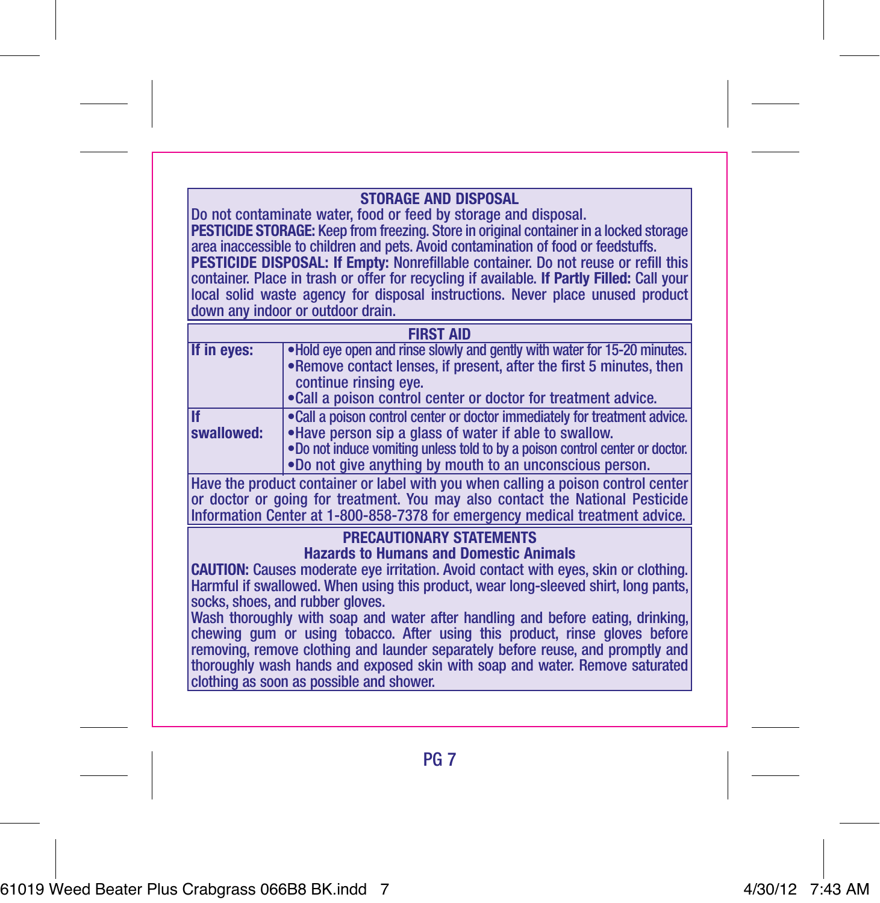## STORAGE AND DISPOSAL

Do not contaminate water, food or feed by storage and disposal.

**PESTICIDE STORAGE:** Keep from freezing. Store in original container in a locked storage area inaccessible to children and pets. Avoid contamination of food or feedstuffs.

**PESTICIDE DISPOSAL: If Empty:** Nonrefillable container. Do not reuse or refill this container. Place in trash or offer for recycling if available. **If Partly Filled:** Call your local solid waste agency for disposal instructions. Never place unused product down any indoor or outdoor drain.

## FIRST AID

| | |
|---|---|
| **If in eyes:** | • Hold eye open and rinse slowly and gently with water for 15-20 minutes.<br>• Remove contact lenses, if present, after the first 5 minutes, then continue rinsing eye.<br>• Call a poison control center or doctor for treatment advice. |
| **If swallowed:** | • Call a poison control center or doctor immediately for treatment advice.<br>• Have person sip a glass of water if able to swallow.<br>• Do not induce vomiting unless told to by a poison control center or doctor.<br>• Do not give anything by mouth to an unconscious person. |

Have the product container or label with you when calling a poison control center or doctor or going for treatment. You may also contact the National Pesticide Information Center at 1-800-858-7378 for emergency medical treatment advice.

## PRECAUTIONARY STATEMENTS

### Hazards to Humans and Domestic Animals

**CAUTION:** Causes moderate eye irritation. Avoid contact with eyes, skin or clothing. Harmful if swallowed. When using this product, wear long-sleeved shirt, long pants, socks, shoes, and rubber gloves.

Wash thoroughly with soap and water after handling and before eating, drinking, chewing gum or using tobacco. After using this product, rinse gloves before removing, remove clothing and launder separately before reuse, and promptly and thoroughly wash hands and exposed skin with soap and water. Remove saturated clothing as soon as possible and shower.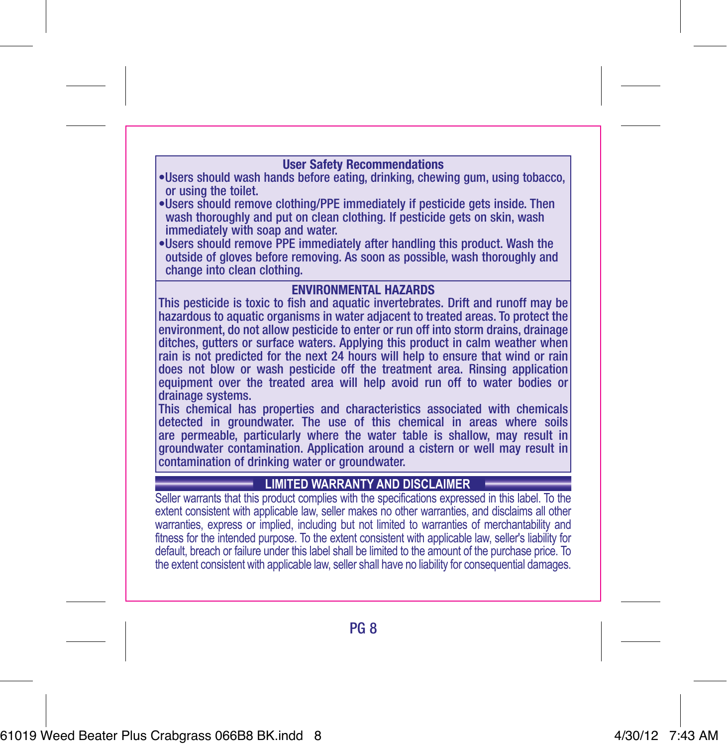### User Safety Recommendations

- Users should wash hands before eating, drinking, chewing gum, using tobacco, or using the toilet.
- Users should remove clothing/PPE immediately if pesticide gets inside. Then wash thoroughly and put on clean clothing. If pesticide gets on skin, wash immediately with soap and water.
- Users should remove PPE immediately after handling this product. Wash the outside of gloves before removing. As soon as possible, wash thoroughly and change into clean clothing.

### ENVIRONMENTAL HAZARDS

This pesticide is toxic to fish and aquatic invertebrates. Drift and runoff may be hazardous to aquatic organisms in water adjacent to treated areas. To protect the environment, do not allow pesticide to enter or run off into storm drains, drainage ditches, gutters or surface waters. Applying this product in calm weather when rain is not predicted for the next 24 hours will help to ensure that wind or rain does not blow or wash pesticide off the treatment area. Rinsing application equipment over the treated area will help avoid run off to water bodies or drainage systems.

This chemical has properties and characteristics associated with chemicals detected in groundwater. The use of this chemical in areas where soils are permeable, particularly where the water table is shallow, may result in groundwater contamination. Application around a cistern or well may result in contamination of drinking water or groundwater.

### LIMITED WARRANTY AND DISCLAIMER

Seller warrants that this product complies with the specifications expressed in this label. To the extent consistent with applicable law, seller makes no other warranties, and disclaims all other warranties, express or implied, including but not limited to warranties of merchantability and fitness for the intended purpose. To the extent consistent with applicable law, seller's liability for default, breach or failure under this label shall be limited to the amount of the purchase price. To the extent consistent with applicable law, seller shall have no liability for consequential damages.